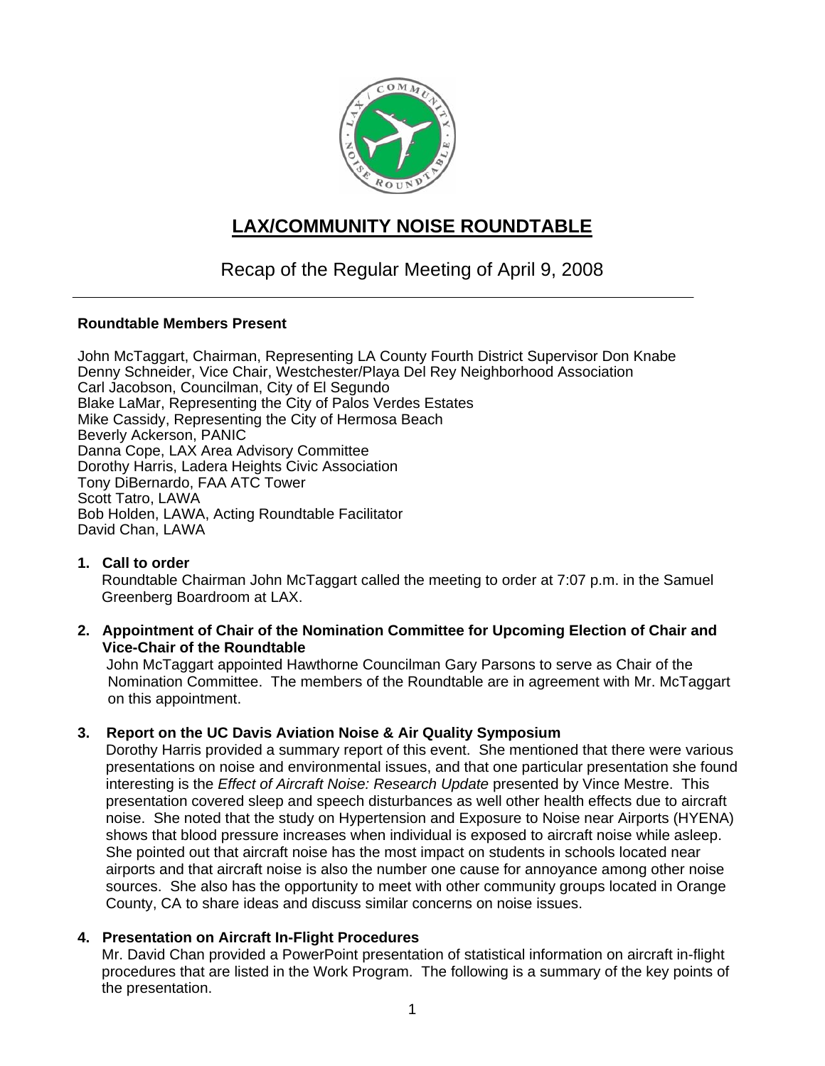# LAX/COMMUNITY NOISE ROUNDTABLE

## Recap of the Regular Meeting of April 9, 2008

---

**Roundtable Members Present**

John McTaggart, Chairman, Representing LA County Fourth District Supervisor Don Knabe
Denny Schneider, Vice Chair, Westchester/Playa Del Rey Neighborhood Association
Carl Jacobson, Councilman, City of El Segundo
Blake LaMar, Representing the City of Palos Verdes Estates
Mike Cassidy, Representing the City of Hermosa Beach
Beverly Ackerson, PANIC
Danna Cope, LAX Area Advisory Committee
Dorothy Harris, Ladera Heights Civic Association
Tony DiBernardo, FAA ATC Tower
Scott Tatro, LAWA
Bob Holden, LAWA, Acting Roundtable Facilitator
David Chan, LAWA

**1. Call to order**

Roundtable Chairman John McTaggart called the meeting to order at 7:07 p.m. in the Samuel Greenberg Boardroom at LAX.

**2. Appointment of Chair of the Nomination Committee for Upcoming Election of Chair and Vice-Chair of the Roundtable**

John McTaggart appointed Hawthorne Councilman Gary Parsons to serve as Chair of the Nomination Committee. The members of the Roundtable are in agreement with Mr. McTaggart on this appointment.

**3. Report on the UC Davis Aviation Noise & Air Quality Symposium**

Dorothy Harris provided a summary report of this event. She mentioned that there were various presentations on noise and environmental issues, and that one particular presentation she found interesting is the *Effect of Aircraft Noise: Research Update* presented by Vince Mestre. This presentation covered sleep and speech disturbances as well other health effects due to aircraft noise. She noted that the study on Hypertension and Exposure to Noise near Airports (HYENA) shows that blood pressure increases when individual is exposed to aircraft noise while asleep. She pointed out that aircraft noise has the most impact on students in schools located near airports and that aircraft noise is also the number one cause for annoyance among other noise sources. She also has the opportunity to meet with other community groups located in Orange County, CA to share ideas and discuss similar concerns on noise issues.

**4. Presentation on Aircraft In-Flight Procedures**

Mr. David Chan provided a PowerPoint presentation of statistical information on aircraft in-flight procedures that are listed in the Work Program. The following is a summary of the key points of the presentation.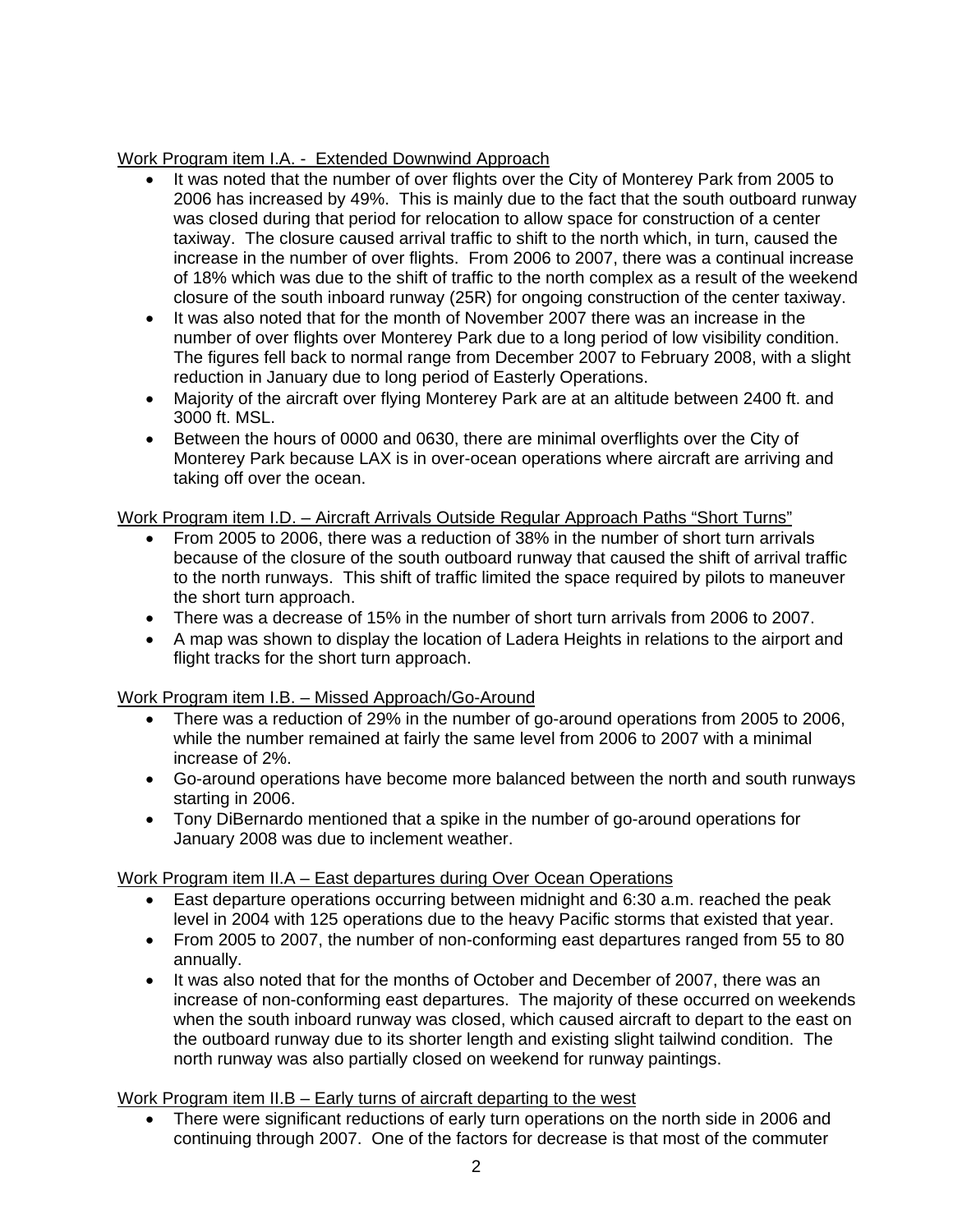Work Program item I.A. - Extended Downwind Approach

- It was noted that the number of over flights over the City of Monterey Park from 2005 to 2006 has increased by 49%. This is mainly due to the fact that the south outboard runway was closed during that period for relocation to allow space for construction of a center taxiway. The closure caused arrival traffic to shift to the north which, in turn, caused the increase in the number of over flights. From 2006 to 2007, there was a continual increase of 18% which was due to the shift of traffic to the north complex as a result of the weekend closure of the south inboard runway (25R) for ongoing construction of the center taxiway.
- It was also noted that for the month of November 2007 there was an increase in the number of over flights over Monterey Park due to a long period of low visibility condition. The figures fell back to normal range from December 2007 to February 2008, with a slight reduction in January due to long period of Easterly Operations.
- Majority of the aircraft over flying Monterey Park are at an altitude between 2400 ft. and 3000 ft. MSL.
- Between the hours of 0000 and 0630, there are minimal overflights over the City of Monterey Park because LAX is in over-ocean operations where aircraft are arriving and taking off over the ocean.

Work Program item I.D. – Aircraft Arrivals Outside Regular Approach Paths "Short Turns"

- From 2005 to 2006, there was a reduction of 38% in the number of short turn arrivals because of the closure of the south outboard runway that caused the shift of arrival traffic to the north runways. This shift of traffic limited the space required by pilots to maneuver the short turn approach.
- There was a decrease of 15% in the number of short turn arrivals from 2006 to 2007.
- A map was shown to display the location of Ladera Heights in relations to the airport and flight tracks for the short turn approach.

Work Program item I.B. – Missed Approach/Go-Around

- There was a reduction of 29% in the number of go-around operations from 2005 to 2006, while the number remained at fairly the same level from 2006 to 2007 with a minimal increase of 2%.
- Go-around operations have become more balanced between the north and south runways starting in 2006.
- Tony DiBernardo mentioned that a spike in the number of go-around operations for January 2008 was due to inclement weather.

Work Program item II.A – East departures during Over Ocean Operations

- East departure operations occurring between midnight and 6:30 a.m. reached the peak level in 2004 with 125 operations due to the heavy Pacific storms that existed that year.
- From 2005 to 2007, the number of non-conforming east departures ranged from 55 to 80 annually.
- It was also noted that for the months of October and December of 2007, there was an increase of non-conforming east departures. The majority of these occurred on weekends when the south inboard runway was closed, which caused aircraft to depart to the east on the outboard runway due to its shorter length and existing slight tailwind condition. The north runway was also partially closed on weekend for runway paintings.

Work Program item II.B – Early turns of aircraft departing to the west

- There were significant reductions of early turn operations on the north side in 2006 and continuing through 2007. One of the factors for decrease is that most of the commuter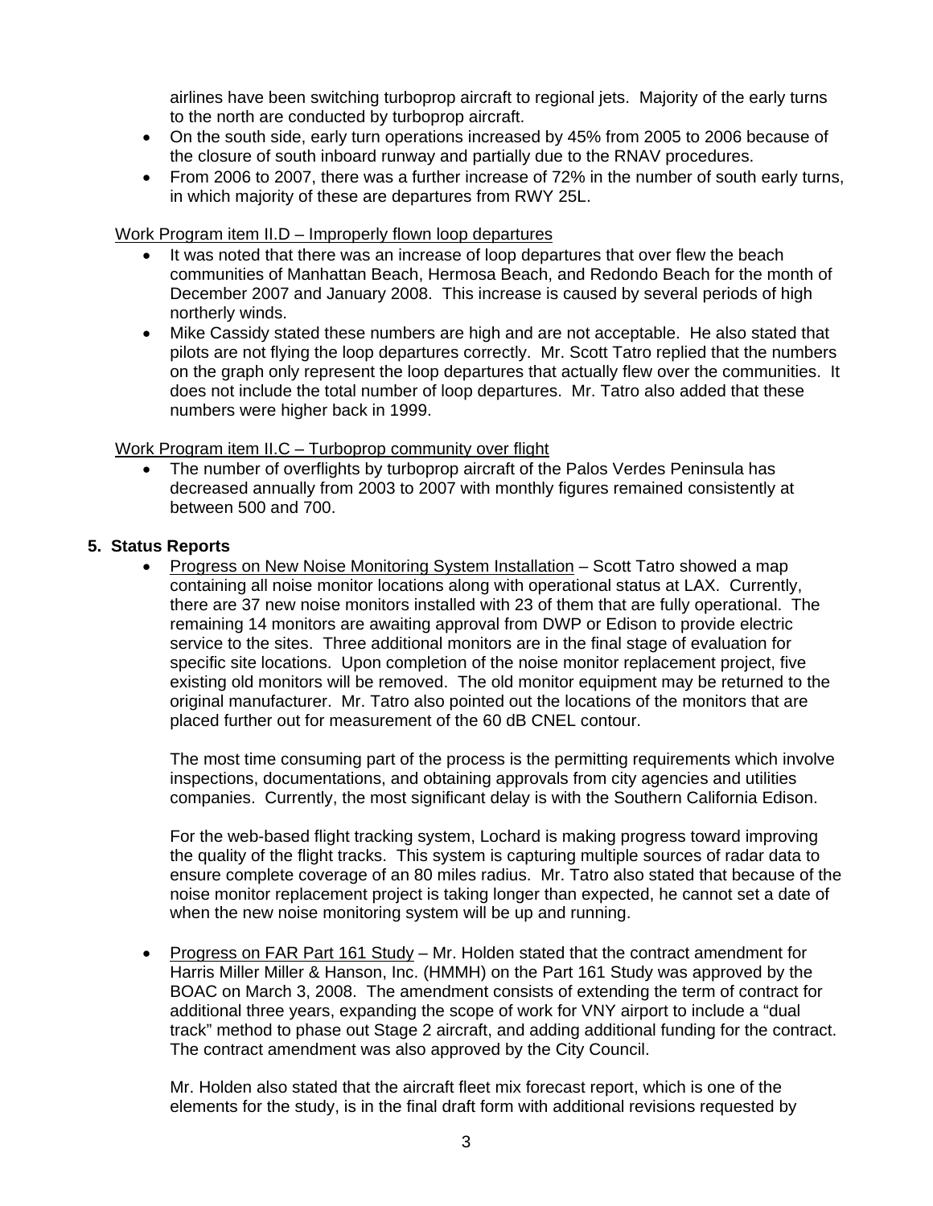airlines have been switching turboprop aircraft to regional jets. Majority of the early turns to the north are conducted by turboprop aircraft.

- On the south side, early turn operations increased by 45% from 2005 to 2006 because of the closure of south inboard runway and partially due to the RNAV procedures.
- From 2006 to 2007, there was a further increase of 72% in the number of south early turns, in which majority of these are departures from RWY 25L.

<u>Work Program item II.D – Improperly flown loop departures</u>

- It was noted that there was an increase of loop departures that over flew the beach communities of Manhattan Beach, Hermosa Beach, and Redondo Beach for the month of December 2007 and January 2008. This increase is caused by several periods of high northerly winds.
- Mike Cassidy stated these numbers are high and are not acceptable. He also stated that pilots are not flying the loop departures correctly. Mr. Scott Tatro replied that the numbers on the graph only represent the loop departures that actually flew over the communities. It does not include the total number of loop departures. Mr. Tatro also added that these numbers were higher back in 1999.

<u>Work Program item II.C – Turboprop community over flight</u>

- The number of overflights by turboprop aircraft of the Palos Verdes Peninsula has decreased annually from 2003 to 2007 with monthly figures remained consistently at between 500 and 700.

**5. Status Reports**

- <u>Progress on New Noise Monitoring System Installation</u> – Scott Tatro showed a map containing all noise monitor locations along with operational status at LAX. Currently, there are 37 new noise monitors installed with 23 of them that are fully operational. The remaining 14 monitors are awaiting approval from DWP or Edison to provide electric service to the sites. Three additional monitors are in the final stage of evaluation for specific site locations. Upon completion of the noise monitor replacement project, five existing old monitors will be removed. The old monitor equipment may be returned to the original manufacturer. Mr. Tatro also pointed out the locations of the monitors that are placed further out for measurement of the 60 dB CNEL contour.

  The most time consuming part of the process is the permitting requirements which involve inspections, documentations, and obtaining approvals from city agencies and utilities companies. Currently, the most significant delay is with the Southern California Edison.

  For the web-based flight tracking system, Lochard is making progress toward improving the quality of the flight tracks. This system is capturing multiple sources of radar data to ensure complete coverage of an 80 miles radius. Mr. Tatro also stated that because of the noise monitor replacement project is taking longer than expected, he cannot set a date of when the new noise monitoring system will be up and running.

- <u>Progress on FAR Part 161 Study</u> – Mr. Holden stated that the contract amendment for Harris Miller Miller & Hanson, Inc. (HMMH) on the Part 161 Study was approved by the BOAC on March 3, 2008. The amendment consists of extending the term of contract for additional three years, expanding the scope of work for VNY airport to include a "dual track" method to phase out Stage 2 aircraft, and adding additional funding for the contract. The contract amendment was also approved by the City Council.

  Mr. Holden also stated that the aircraft fleet mix forecast report, which is one of the elements for the study, is in the final draft form with additional revisions requested by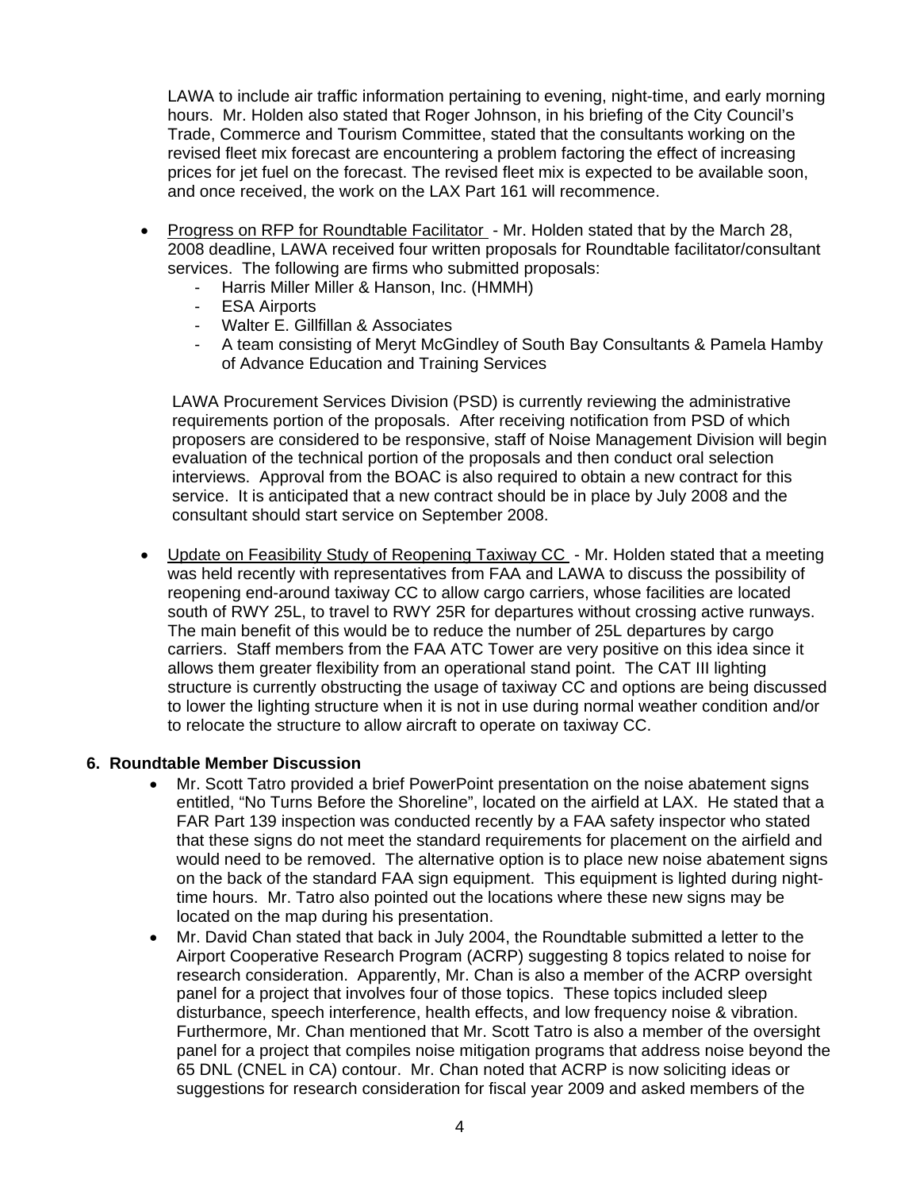LAWA to include air traffic information pertaining to evening, night-time, and early morning hours. Mr. Holden also stated that Roger Johnson, in his briefing of the City Council's Trade, Commerce and Tourism Committee, stated that the consultants working on the revised fleet mix forecast are encountering a problem factoring the effect of increasing prices for jet fuel on the forecast. The revised fleet mix is expected to be available soon, and once received, the work on the LAX Part 161 will recommence.

- Progress on RFP for Roundtable Facilitator - Mr. Holden stated that by the March 28, 2008 deadline, LAWA received four written proposals for Roundtable facilitator/consultant services. The following are firms who submitted proposals:
  - Harris Miller Miller & Hanson, Inc. (HMMH)
  - ESA Airports
  - Walter E. Gillfillan & Associates
  - A team consisting of Meryt McGindley of South Bay Consultants & Pamela Hamby of Advance Education and Training Services

  LAWA Procurement Services Division (PSD) is currently reviewing the administrative requirements portion of the proposals. After receiving notification from PSD of which proposers are considered to be responsive, staff of Noise Management Division will begin evaluation of the technical portion of the proposals and then conduct oral selection interviews. Approval from the BOAC is also required to obtain a new contract for this service. It is anticipated that a new contract should be in place by July 2008 and the consultant should start service on September 2008.

- Update on Feasibility Study of Reopening Taxiway CC - Mr. Holden stated that a meeting was held recently with representatives from FAA and LAWA to discuss the possibility of reopening end-around taxiway CC to allow cargo carriers, whose facilities are located south of RWY 25L, to travel to RWY 25R for departures without crossing active runways. The main benefit of this would be to reduce the number of 25L departures by cargo carriers. Staff members from the FAA ATC Tower are very positive on this idea since it allows them greater flexibility from an operational stand point. The CAT III lighting structure is currently obstructing the usage of taxiway CC and options are being discussed to lower the lighting structure when it is not in use during normal weather condition and/or to relocate the structure to allow aircraft to operate on taxiway CC.

**6. Roundtable Member Discussion**

- Mr. Scott Tatro provided a brief PowerPoint presentation on the noise abatement signs entitled, "No Turns Before the Shoreline", located on the airfield at LAX. He stated that a FAR Part 139 inspection was conducted recently by a FAA safety inspector who stated that these signs do not meet the standard requirements for placement on the airfield and would need to be removed. The alternative option is to place new noise abatement signs on the back of the standard FAA sign equipment. This equipment is lighted during night-time hours. Mr. Tatro also pointed out the locations where these new signs may be located on the map during his presentation.
- Mr. David Chan stated that back in July 2004, the Roundtable submitted a letter to the Airport Cooperative Research Program (ACRP) suggesting 8 topics related to noise for research consideration. Apparently, Mr. Chan is also a member of the ACRP oversight panel for a project that involves four of those topics. These topics included sleep disturbance, speech interference, health effects, and low frequency noise & vibration. Furthermore, Mr. Chan mentioned that Mr. Scott Tatro is also a member of the oversight panel for a project that compiles noise mitigation programs that address noise beyond the 65 DNL (CNEL in CA) contour. Mr. Chan noted that ACRP is now soliciting ideas or suggestions for research consideration for fiscal year 2009 and asked members of the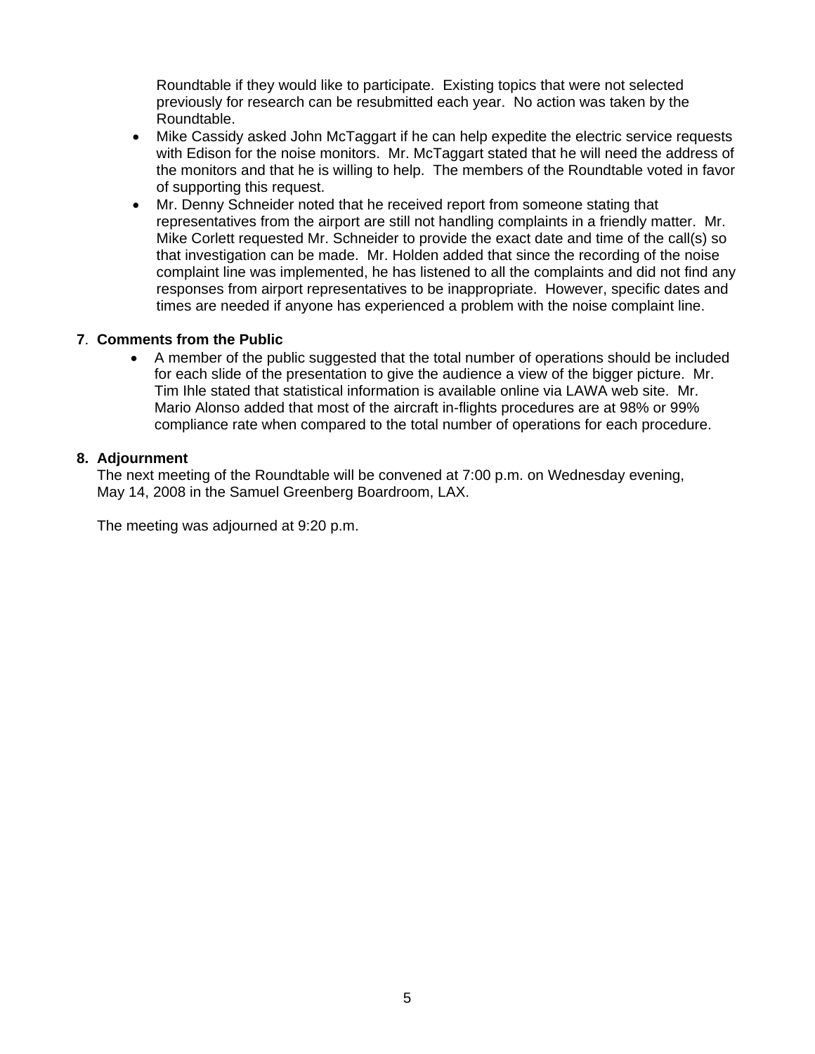Roundtable if they would like to participate. Existing topics that were not selected previously for research can be resubmitted each year. No action was taken by the Roundtable.

- Mike Cassidy asked John McTaggart if he can help expedite the electric service requests with Edison for the noise monitors. Mr. McTaggart stated that he will need the address of the monitors and that he is willing to help. The members of the Roundtable voted in favor of supporting this request.
- Mr. Denny Schneider noted that he received report from someone stating that representatives from the airport are still not handling complaints in a friendly matter. Mr. Mike Corlett requested Mr. Schneider to provide the exact date and time of the call(s) so that investigation can be made. Mr. Holden added that since the recording of the noise complaint line was implemented, he has listened to all the complaints and did not find any responses from airport representatives to be inappropriate. However, specific dates and times are needed if anyone has experienced a problem with the noise complaint line.

**7. Comments from the Public**

- A member of the public suggested that the total number of operations should be included for each slide of the presentation to give the audience a view of the bigger picture. Mr. Tim Ihle stated that statistical information is available online via LAWA web site. Mr. Mario Alonso added that most of the aircraft in-flights procedures are at 98% or 99% compliance rate when compared to the total number of operations for each procedure.

**8. Adjournment**

The next meeting of the Roundtable will be convened at 7:00 p.m. on Wednesday evening, May 14, 2008 in the Samuel Greenberg Boardroom, LAX.

The meeting was adjourned at 9:20 p.m.